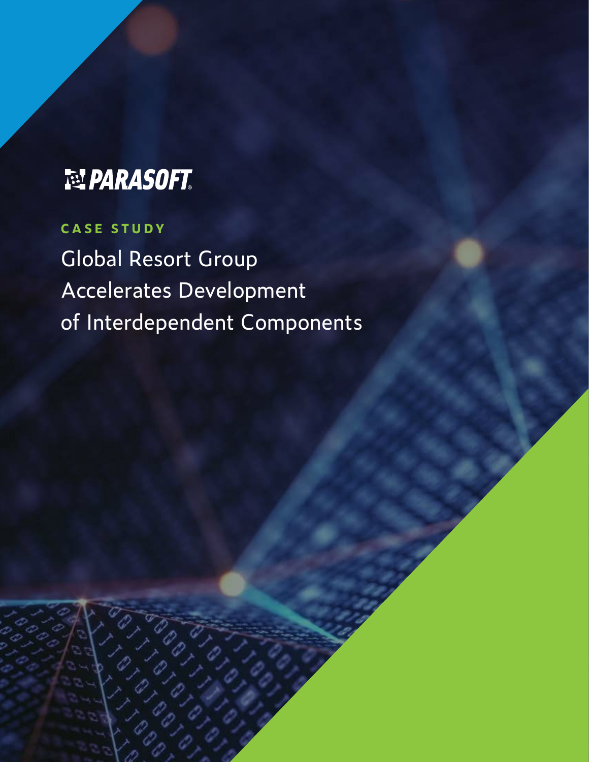PARASOFT

CASE STUDY

# Global Resort Group Accelerates Development of Interdependent Components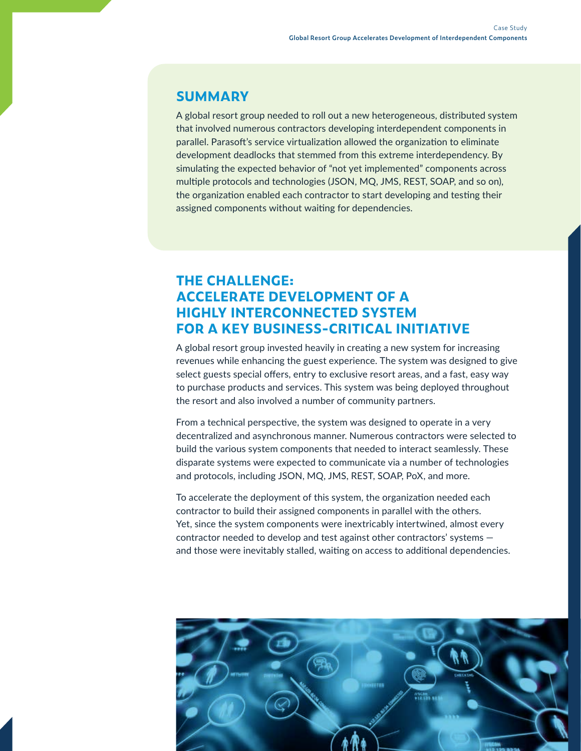## SUMMARY

A global resort group needed to roll out a new heterogeneous, distributed system that involved numerous contractors developing interdependent components in parallel. Parasoft's service virtualization allowed the organization to eliminate development deadlocks that stemmed from this extreme interdependency. By simulating the expected behavior of "not yet implemented" components across multiple protocols and technologies (JSON, MQ, JMS, REST, SOAP, and so on), the organization enabled each contractor to start developing and testing their assigned components without waiting for dependencies.

## THE CHALLENGE: ACCELERATE DEVELOPMENT OF A HIGHLY INTERCONNECTED SYSTEM FOR A KEY BUSINESS-CRITICAL INITIATIVE

A global resort group invested heavily in creating a new system for increasing revenues while enhancing the guest experience. The system was designed to give select guests special offers, entry to exclusive resort areas, and a fast, easy way to purchase products and services. This system was being deployed throughout the resort and also involved a number of community partners.

From a technical perspective, the system was designed to operate in a very decentralized and asynchronous manner. Numerous contractors were selected to build the various system components that needed to interact seamlessly. These disparate systems were expected to communicate via a number of technologies and protocols, including JSON, MQ, JMS, REST, SOAP, PoX, and more.

To accelerate the deployment of this system, the organization needed each contractor to build their assigned components in parallel with the others. Yet, since the system components were inextricably intertwined, almost every contractor needed to develop and test against other contractors' systems — and those were inevitably stalled, waiting on access to additional dependencies.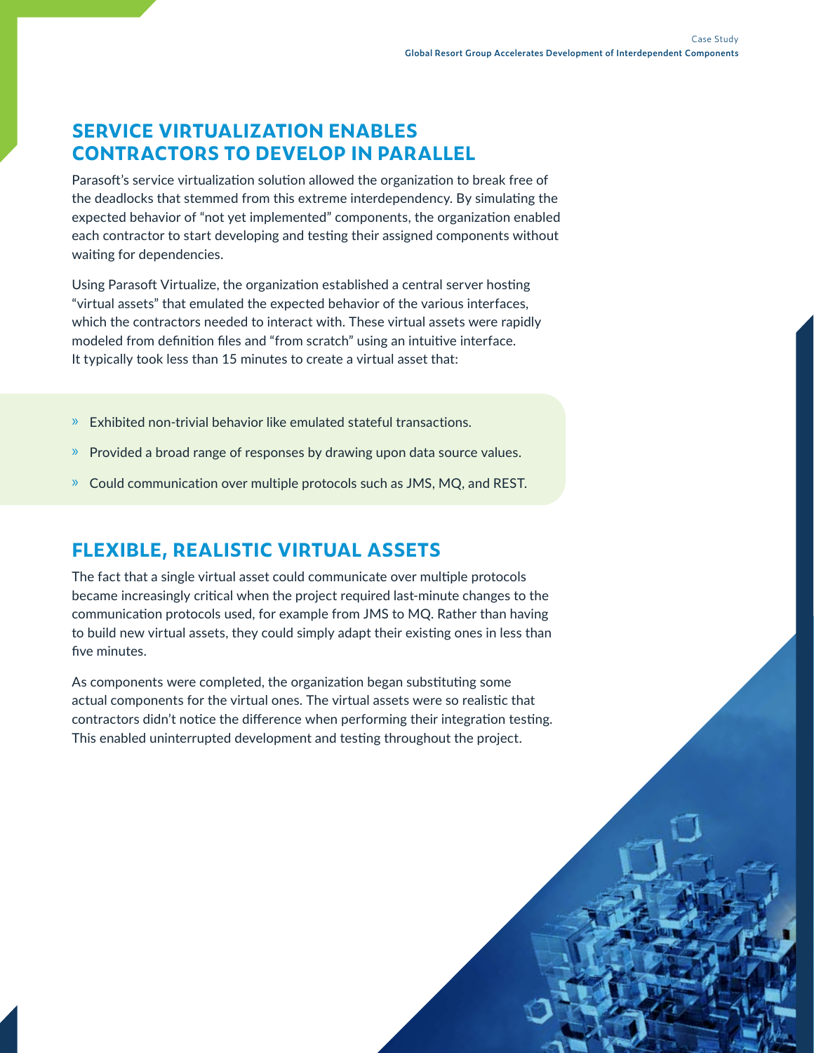## SERVICE VIRTUALIZATION ENABLES CONTRACTORS TO DEVELOP IN PARALLEL

Parasoft's service virtualization solution allowed the organization to break free of the deadlocks that stemmed from this extreme interdependency. By simulating the expected behavior of "not yet implemented" components, the organization enabled each contractor to start developing and testing their assigned components without waiting for dependencies.

Using Parasoft Virtualize, the organization established a central server hosting "virtual assets" that emulated the expected behavior of the various interfaces, which the contractors needed to interact with. These virtual assets were rapidly modeled from definition files and "from scratch" using an intuitive interface. It typically took less than 15 minutes to create a virtual asset that:

- Exhibited non-trivial behavior like emulated stateful transactions.
- Provided a broad range of responses by drawing upon data source values.
- Could communication over multiple protocols such as JMS, MQ, and REST.

## FLEXIBLE, REALISTIC VIRTUAL ASSETS

The fact that a single virtual asset could communicate over multiple protocols became increasingly critical when the project required last-minute changes to the communication protocols used, for example from JMS to MQ. Rather than having to build new virtual assets, they could simply adapt their existing ones in less than five minutes.

As components were completed, the organization began substituting some actual components for the virtual ones. The virtual assets were so realistic that contractors didn't notice the difference when performing their integration testing. This enabled uninterrupted development and testing throughout the project.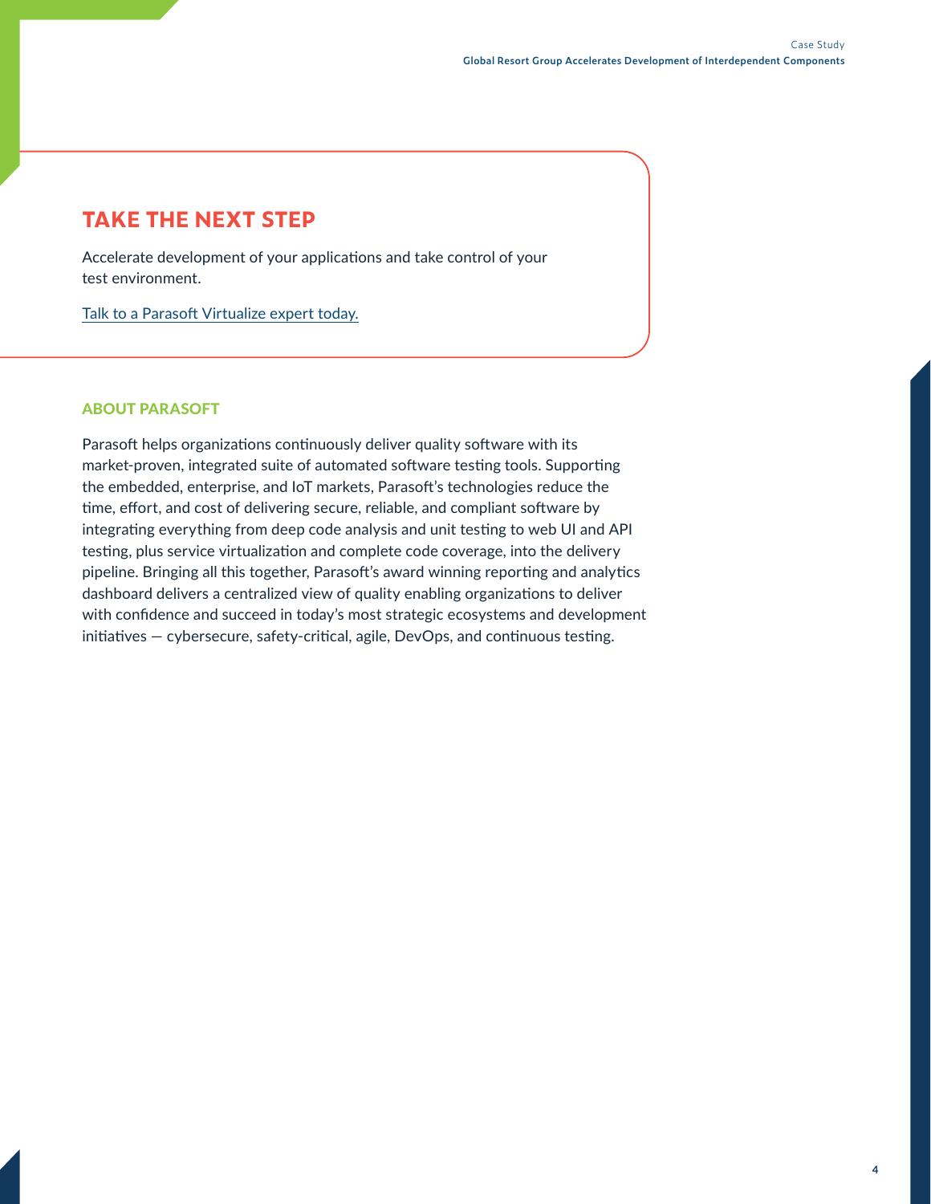## TAKE THE NEXT STEP

Accelerate development of your applications and take control of your test environment.

Talk to a Parasoft Virtualize expert today.

### ABOUT PARASOFT

Parasoft helps organizations continuously deliver quality software with its market-proven, integrated suite of automated software testing tools. Supporting the embedded, enterprise, and IoT markets, Parasoft's technologies reduce the time, effort, and cost of delivering secure, reliable, and compliant software by integrating everything from deep code analysis and unit testing to web UI and API testing, plus service virtualization and complete code coverage, into the delivery pipeline. Bringing all this together, Parasoft's award winning reporting and analytics dashboard delivers a centralized view of quality enabling organizations to deliver with confidence and succeed in today's most strategic ecosystems and development initiatives — cybersecure, safety-critical, agile, DevOps, and continuous testing.